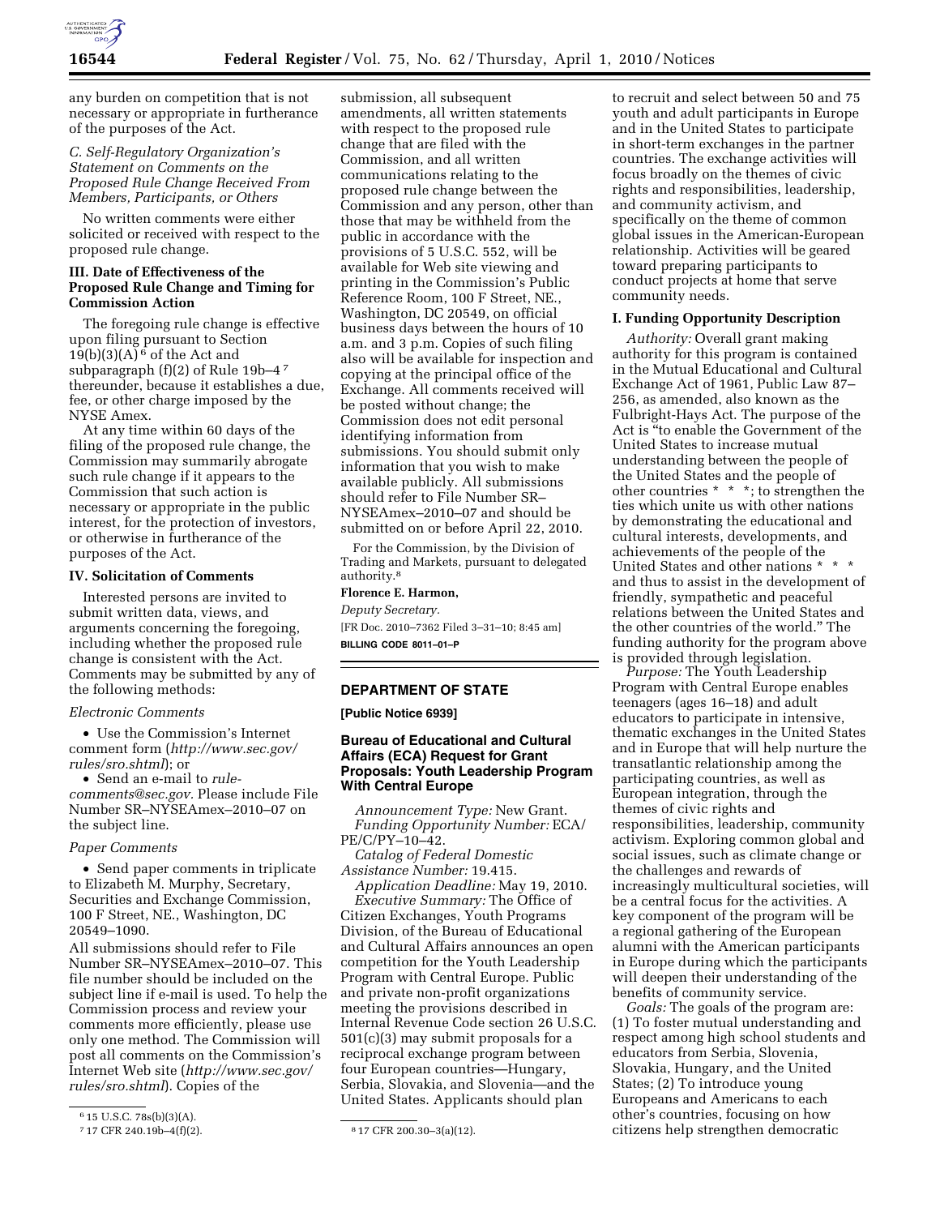any burden on competition that is not necessary or appropriate in furtherance of the purposes of the Act.

*C. Self-Regulatory Organization's Statement on Comments on the Proposed Rule Change Received From Members, Participants, or Others*

No written comments were either solicited or received with respect to the proposed rule change.

**III. Date of Effectiveness of the Proposed Rule Change and Timing for Commission Action**

The foregoing rule change is effective upon filing pursuant to Section 19(b)(3)(A)[6] of the Act and subparagraph (f)(2) of Rule 19b–4[7] thereunder, because it establishes a due, fee, or other charge imposed by the NYSE Amex.

At any time within 60 days of the filing of the proposed rule change, the Commission may summarily abrogate such rule change if it appears to the Commission that such action is necessary or appropriate in the public interest, for the protection of investors, or otherwise in furtherance of the purposes of the Act.

**IV. Solicitation of Comments**

Interested persons are invited to submit written data, views, and arguments concerning the foregoing, including whether the proposed rule change is consistent with the Act. Comments may be submitted by any of the following methods:

*Electronic Comments*

- Use the Commission's Internet comment form (*http://www.sec.gov/rules/sro.shtml*); or
- Send an e-mail to *rule-comments@sec.gov.* Please include File Number SR–NYSEAmex–2010–07 on the subject line.

*Paper Comments*

- Send paper comments in triplicate to Elizabeth M. Murphy, Secretary, Securities and Exchange Commission, 100 F Street, NE., Washington, DC 20549–1090.

All submissions should refer to File Number SR–NYSEAmex–2010–07. This file number should be included on the subject line if e-mail is used. To help the Commission process and review your comments more efficiently, please use only one method. The Commission will post all comments on the Commission's Internet Web site (*http://www.sec.gov/rules/sro.shtml*). Copies of the submission, all subsequent amendments, all written statements with respect to the proposed rule change that are filed with the Commission, and all written communications relating to the proposed rule change between the Commission and any person, other than those that may be withheld from the public in accordance with the provisions of 5 U.S.C. 552, will be available for Web site viewing and printing in the Commission's Public Reference Room, 100 F Street, NE., Washington, DC 20549, on official business days between the hours of 10 a.m. and 3 p.m. Copies of such filing also will be available for inspection and copying at the principal office of the Exchange. All comments received will be posted without change; the Commission does not edit personal identifying information from submissions. You should submit only information that you wish to make available publicly. All submissions should refer to File Number SR–NYSEAmex–2010–07 and should be submitted on or before April 22, 2010.

For the Commission, by the Division of Trading and Markets, pursuant to delegated authority.[8]

**Florence E. Harmon,**

*Deputy Secretary.*

[FR Doc. 2010–7362 Filed 3–31–10; 8:45 am]

**BILLING CODE 8011–01–P**

[6] 15 U.S.C. 78s(b)(3)(A).

[7] 17 CFR 240.19b–4(f)(2).

[8] 17 CFR 200.30–3(a)(12).

---

## DEPARTMENT OF STATE

**[Public Notice 6939]**

### Bureau of Educational and Cultural Affairs (ECA) Request for Grant Proposals: Youth Leadership Program With Central Europe

*Announcement Type:* New Grant.

*Funding Opportunity Number:* ECA/PE/C/PY–10–42.

*Catalog of Federal Domestic Assistance Number:* 19.415.

*Application Deadline:* May 19, 2010.

*Executive Summary:* The Office of Citizen Exchanges, Youth Programs Division, of the Bureau of Educational and Cultural Affairs announces an open competition for the Youth Leadership Program with Central Europe. Public and private non-profit organizations meeting the provisions described in Internal Revenue Code section 26 U.S.C. 501(c)(3) may submit proposals for a reciprocal exchange program between four European countries—Hungary, Serbia, Slovakia, and Slovenia—and the United States. Applicants should plan to recruit and select between 50 and 75 youth and adult participants in Europe and in the United States to participate in short-term exchanges in the partner countries. The exchange activities will focus broadly on the themes of civic rights and responsibilities, leadership, and community activism, and specifically on the theme of common global issues in the American-European relationship. Activities will be geared toward preparing participants to conduct projects at home that serve community needs.

**I. Funding Opportunity Description**

*Authority:* Overall grant making authority for this program is contained in the Mutual Educational and Cultural Exchange Act of 1961, Public Law 87–256, as amended, also known as the Fulbright-Hays Act. The purpose of the Act is "to enable the Government of the United States to increase mutual understanding between the people of the United States and the people of other countries * * *; to strengthen the ties which unite us with other nations by demonstrating the educational and cultural interests, developments, and achievements of the people of the United States and other nations * * * and thus to assist in the development of friendly, sympathetic and peaceful relations between the United States and the other countries of the world." The funding authority for the program above is provided through legislation.

*Purpose:* The Youth Leadership Program with Central Europe enables teenagers (ages 16–18) and adult educators to participate in intensive, thematic exchanges in the United States and in Europe that will help nurture the transatlantic relationship among the participating countries, as well as European integration, through the themes of civic rights and responsibilities, leadership, community activism. Exploring common global and social issues, such as climate change or the challenges and rewards of increasingly multicultural societies, will be a central focus for the activities. A key component of the program will be a regional gathering of the European alumni with the American participants in Europe during which the participants will deepen their understanding of the benefits of community service.

*Goals:* The goals of the program are: (1) To foster mutual understanding and respect among high school students and educators from Serbia, Slovenia, Slovakia, Hungary, and the United States; (2) To introduce young Europeans and Americans to each other's countries, focusing on how citizens help strengthen democratic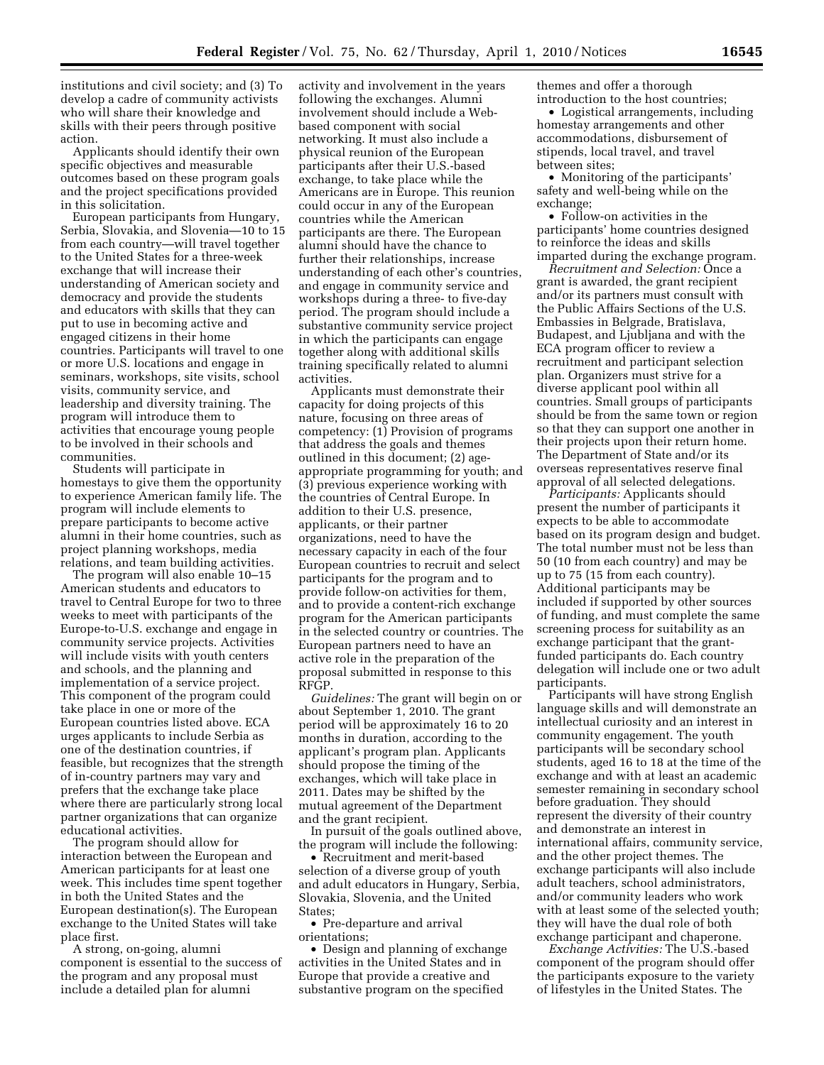institutions and civil society; and (3) To develop a cadre of community activists who will share their knowledge and skills with their peers through positive action.

Applicants should identify their own specific objectives and measurable outcomes based on these program goals and the project specifications provided in this solicitation.

European participants from Hungary, Serbia, Slovakia, and Slovenia—10 to 15 from each country—will travel together to the United States for a three-week exchange that will increase their understanding of American society and democracy and provide the students and educators with skills that they can put to use in becoming active and engaged citizens in their home countries. Participants will travel to one or more U.S. locations and engage in seminars, workshops, site visits, school visits, community service, and leadership and diversity training. The program will introduce them to activities that encourage young people to be involved in their schools and communities.

Students will participate in homestays to give them the opportunity to experience American family life. The program will include elements to prepare participants to become active alumni in their home countries, such as project planning workshops, media relations, and team building activities.

The program will also enable 10–15 American students and educators to travel to Central Europe for two to three weeks to meet with participants of the Europe-to-U.S. exchange and engage in community service projects. Activities will include visits with youth centers and schools, and the planning and implementation of a service project. This component of the program could take place in one or more of the European countries listed above. ECA urges applicants to include Serbia as one of the destination countries, if feasible, but recognizes that the strength of in-country partners may vary and prefers that the exchange take place where there are particularly strong local partner organizations that can organize educational activities.

The program should allow for interaction between the European and American participants for at least one week. This includes time spent together in both the United States and the European destination(s). The European exchange to the United States will take place first.

A strong, on-going, alumni component is essential to the success of the program and any proposal must include a detailed plan for alumni activity and involvement in the years following the exchanges. Alumni involvement should include a Web-based component with social networking. It must also include a physical reunion of the European participants after their U.S.-based exchange, to take place while the Americans are in Europe. This reunion could occur in any of the European countries while the American participants are there. The European alumni should have the chance to further their relationships, increase understanding of each other's countries, and engage in community service and workshops during a three- to five-day period. The program should include a substantive community service project in which the participants can engage together along with additional skills training specifically related to alumni activities.

Applicants must demonstrate their capacity for doing projects of this nature, focusing on three areas of competency: (1) Provision of programs that address the goals and themes outlined in this document; (2) age-appropriate programming for youth; and (3) previous experience working with the countries of Central Europe. In addition to their U.S. presence, applicants, or their partner organizations, need to have the necessary capacity in each of the four European countries to recruit and select participants for the program and to provide follow-on activities for them, and to provide a content-rich exchange program for the American participants in the selected country or countries. The European partners need to have an active role in the preparation of the proposal submitted in response to this RFGP.

*Guidelines:* The grant will begin on or about September 1, 2010. The grant period will be approximately 16 to 20 months in duration, according to the applicant's program plan. Applicants should propose the timing of the exchanges, which will take place in 2011. Dates may be shifted by the mutual agreement of the Department and the grant recipient.

In pursuit of the goals outlined above, the program will include the following:

- Recruitment and merit-based selection of a diverse group of youth and adult educators in Hungary, Serbia, Slovakia, Slovenia, and the United States;
- Pre-departure and arrival orientations;
- Design and planning of exchange activities in the United States and in Europe that provide a creative and substantive program on the specified themes and offer a thorough introduction to the host countries;
- Logistical arrangements, including homestay arrangements and other accommodations, disbursement of stipends, local travel, and travel between sites;
- Monitoring of the participants' safety and well-being while on the exchange;
- Follow-on activities in the participants' home countries designed to reinforce the ideas and skills imparted during the exchange program.

*Recruitment and Selection:* Once a grant is awarded, the grant recipient and/or its partners must consult with the Public Affairs Sections of the U.S. Embassies in Belgrade, Bratislava, Budapest, and Ljubljana and with the ECA program officer to review a recruitment and participant selection plan. Organizers must strive for a diverse applicant pool within all countries. Small groups of participants should be from the same town or region so that they can support one another in their projects upon their return home. The Department of State and/or its overseas representatives reserve final approval of all selected delegations.

*Participants:* Applicants should present the number of participants it expects to be able to accommodate based on its program design and budget. The total number must not be less than 50 (10 from each country) and may be up to 75 (15 from each country). Additional participants may be included if supported by other sources of funding, and must complete the same screening process for suitability as an exchange participant that the grant-funded participants do. Each country delegation will include one or two adult participants.

Participants will have strong English language skills and will demonstrate an intellectual curiosity and an interest in community engagement. The youth participants will be secondary school students, aged 16 to 18 at the time of the exchange and with at least an academic semester remaining in secondary school before graduation. They should represent the diversity of their country and demonstrate an interest in international affairs, community service, and the other project themes. The exchange participants will also include adult teachers, school administrators, and/or community leaders who work with at least some of the selected youth; they will have the dual role of both exchange participant and chaperone.

*Exchange Activities:* The U.S.-based component of the program should offer the participants exposure to the variety of lifestyles in the United States. The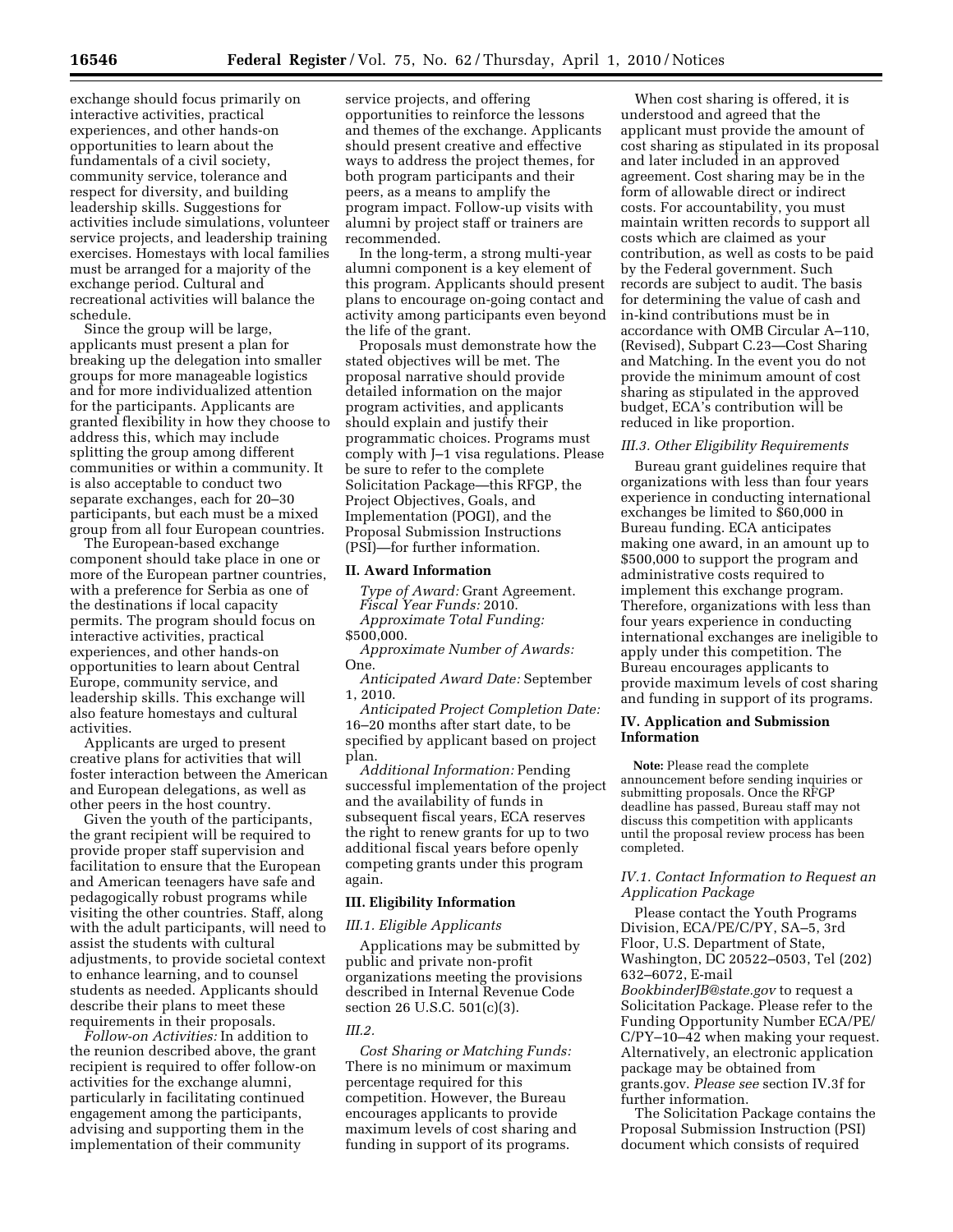exchange should focus primarily on interactive activities, practical experiences, and other hands-on opportunities to learn about the fundamentals of a civil society, community service, tolerance and respect for diversity, and building leadership skills. Suggestions for activities include simulations, volunteer service projects, and leadership training exercises. Homestays with local families must be arranged for a majority of the exchange period. Cultural and recreational activities will balance the schedule.

Since the group will be large, applicants must present a plan for breaking up the delegation into smaller groups for more manageable logistics and for more individualized attention for the participants. Applicants are granted flexibility in how they choose to address this, which may include splitting the group among different communities or within a community. It is also acceptable to conduct two separate exchanges, each for 20–30 participants, but each must be a mixed group from all four European countries.

The European-based exchange component should take place in one or more of the European partner countries, with a preference for Serbia as one of the destinations if local capacity permits. The program should focus on interactive activities, practical experiences, and other hands-on opportunities to learn about Central Europe, community service, and leadership skills. This exchange will also feature homestays and cultural activities.

Applicants are urged to present creative plans for activities that will foster interaction between the American and European delegations, as well as other peers in the host country.

Given the youth of the participants, the grant recipient will be required to provide proper staff supervision and facilitation to ensure that the European and American teenagers have safe and pedagogically robust programs while visiting the other countries. Staff, along with the adult participants, will need to assist the students with cultural adjustments, to provide societal context to enhance learning, and to counsel students as needed. Applicants should describe their plans to meet these requirements in their proposals.

*Follow-on Activities:* In addition to the reunion described above, the grant recipient is required to offer follow-on activities for the exchange alumni, particularly in facilitating continued engagement among the participants, advising and supporting them in the implementation of their community service projects, and offering opportunities to reinforce the lessons and themes of the exchange. Applicants should present creative and effective ways to address the project themes, for both program participants and their peers, as a means to amplify the program impact. Follow-up visits with alumni by project staff or trainers are recommended.

In the long-term, a strong multi-year alumni component is a key element of this program. Applicants should present plans to encourage on-going contact and activity among participants even beyond the life of the grant.

Proposals must demonstrate how the stated objectives will be met. The proposal narrative should provide detailed information on the major program activities, and applicants should explain and justify their programmatic choices. Programs must comply with J–1 visa regulations. Please be sure to refer to the complete Solicitation Package—this RFGP, the Project Objectives, Goals, and Implementation (POGI), and the Proposal Submission Instructions (PSI)—for further information.

## II. Award Information

*Type of Award:* Grant Agreement.
*Fiscal Year Funds:* 2010.
*Approximate Total Funding:* $500,000.
*Approximate Number of Awards:* One.
*Anticipated Award Date:* September 1, 2010.
*Anticipated Project Completion Date:* 16–20 months after start date, to be specified by applicant based on project plan.
*Additional Information:* Pending successful implementation of the project and the availability of funds in subsequent fiscal years, ECA reserves the right to renew grants for up to two additional fiscal years before openly competing grants under this program again.

## III. Eligibility Information

### III.1. Eligible Applicants

Applications may be submitted by public and private non-profit organizations meeting the provisions described in Internal Revenue Code section 26 U.S.C. 501(c)(3).

### III.2.

*Cost Sharing or Matching Funds:* There is no minimum or maximum percentage required for this competition. However, the Bureau encourages applicants to provide maximum levels of cost sharing and funding in support of its programs.

When cost sharing is offered, it is understood and agreed that the applicant must provide the amount of cost sharing as stipulated in its proposal and later included in an approved agreement. Cost sharing may be in the form of allowable direct or indirect costs. For accountability, you must maintain written records to support all costs which are claimed as your contribution, as well as costs to be paid by the Federal government. Such records are subject to audit. The basis for determining the value of cash and in-kind contributions must be in accordance with OMB Circular A–110, (Revised), Subpart C.23—Cost Sharing and Matching. In the event you do not provide the minimum amount of cost sharing as stipulated in the approved budget, ECA's contribution will be reduced in like proportion.

### III.3. Other Eligibility Requirements

Bureau grant guidelines require that organizations with less than four years experience in conducting international exchanges be limited to $60,000 in Bureau funding. ECA anticipates making one award, in an amount up to $500,000 to support the program and administrative costs required to implement this exchange program. Therefore, organizations with less than four years experience in conducting international exchanges are ineligible to apply under this competition. The Bureau encourages applicants to provide maximum levels of cost sharing and funding in support of its programs.

## IV. Application and Submission Information

**Note:** Please read the complete announcement before sending inquiries or submitting proposals. Once the RFGP deadline has passed, Bureau staff may not discuss this competition with applicants until the proposal review process has been completed.

### IV.1. Contact Information to Request an Application Package

Please contact the Youth Programs Division, ECA/PE/C/PY, SA–5, 3rd Floor, U.S. Department of State, Washington, DC 20522–0503, Tel (202) 632–6072, E-mail *BookbinderJB@state.gov* to request a Solicitation Package. Please refer to the Funding Opportunity Number ECA/PE/C/PY–10–42 when making your request. Alternatively, an electronic application package may be obtained from grants.gov. *Please see* section IV.3f for further information.

The Solicitation Package contains the Proposal Submission Instruction (PSI) document which consists of required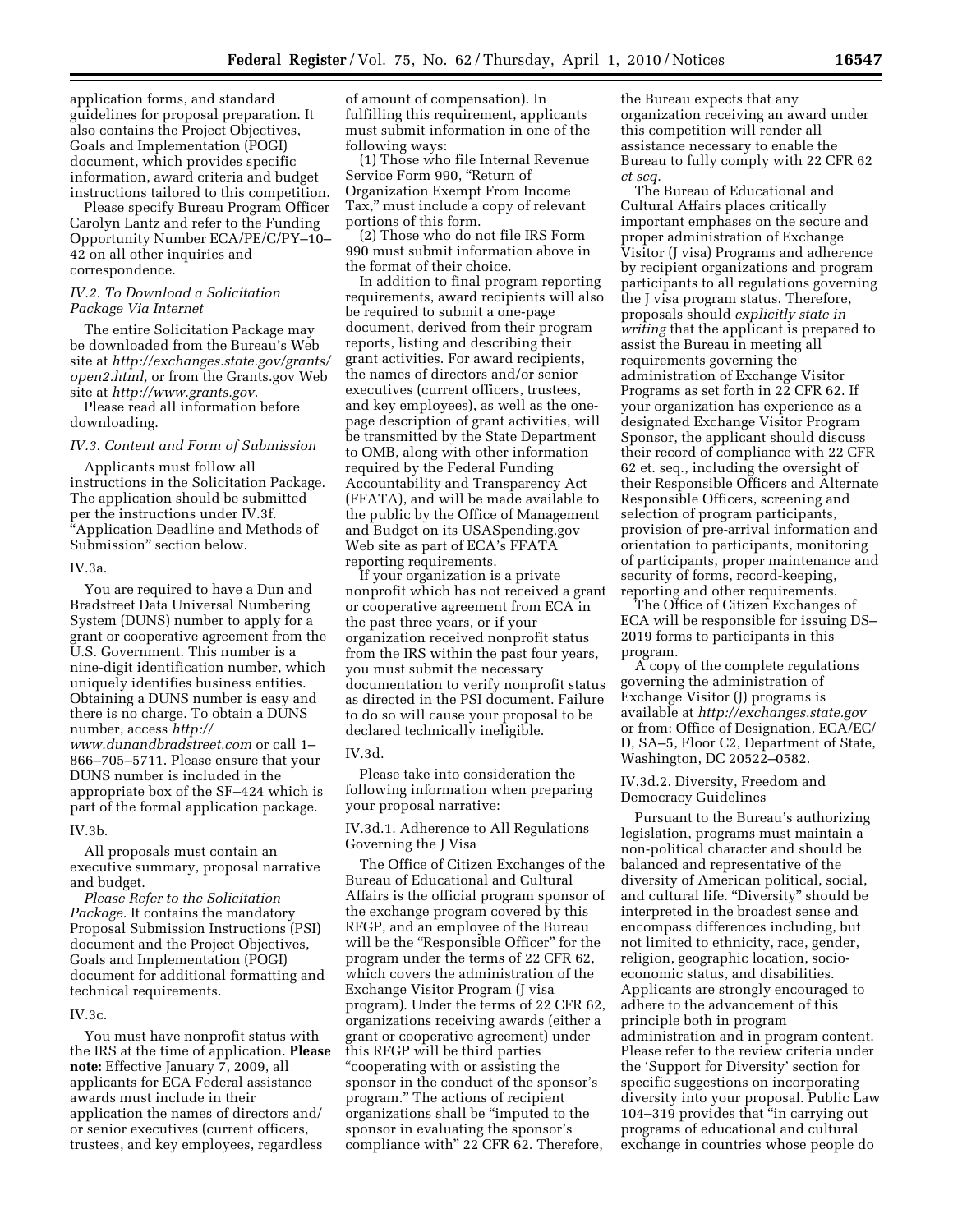application forms, and standard guidelines for proposal preparation. It also contains the Project Objectives, Goals and Implementation (POGI) document, which provides specific information, award criteria and budget instructions tailored to this competition.

Please specify Bureau Program Officer Carolyn Lantz and refer to the Funding Opportunity Number ECA/PE/C/PY–10–42 on all other inquiries and correspondence.

### *IV.2. To Download a Solicitation Package Via Internet*

The entire Solicitation Package may be downloaded from the Bureau's Web site at *http://exchanges.state.gov/grants/open2.html,* or from the Grants.gov Web site at *http://www.grants.gov.*

Please read all information before downloading.

### *IV.3. Content and Form of Submission*

Applicants must follow all instructions in the Solicitation Package. The application should be submitted per the instructions under IV.3f. "Application Deadline and Methods of Submission" section below.

#### IV.3a.

You are required to have a Dun and Bradstreet Data Universal Numbering System (DUNS) number to apply for a grant or cooperative agreement from the U.S. Government. This number is a nine-digit identification number, which uniquely identifies business entities. Obtaining a DUNS number is easy and there is no charge. To obtain a DUNS number, access *http://www.dunandbradstreet.com* or call 1–866–705–5711. Please ensure that your DUNS number is included in the appropriate box of the SF–424 which is part of the formal application package.

#### IV.3b.

All proposals must contain an executive summary, proposal narrative and budget.

*Please Refer to the Solicitation Package.* It contains the mandatory Proposal Submission Instructions (PSI) document and the Project Objectives, Goals and Implementation (POGI) document for additional formatting and technical requirements.

#### IV.3c.

You must have nonprofit status with the IRS at the time of application. **Please note:** Effective January 7, 2009, all applicants for ECA Federal assistance awards must include in their application the names of directors and/or senior executives (current officers, trustees, and key employees, regardless of amount of compensation). In fulfilling this requirement, applicants must submit information in one of the following ways:

(1) Those who file Internal Revenue Service Form 990, "Return of Organization Exempt From Income Tax," must include a copy of relevant portions of this form.

(2) Those who do not file IRS Form 990 must submit information above in the format of their choice.

In addition to final program reporting requirements, award recipients will also be required to submit a one-page document, derived from their program reports, listing and describing their grant activities. For award recipients, the names of directors and/or senior executives (current officers, trustees, and key employees), as well as the one-page description of grant activities, will be transmitted by the State Department to OMB, along with other information required by the Federal Funding Accountability and Transparency Act (FFATA), and will be made available to the public by the Office of Management and Budget on its USASpending.gov Web site as part of ECA's FFATA reporting requirements.

If your organization is a private nonprofit which has not received a grant or cooperative agreement from ECA in the past three years, or if your organization received nonprofit status from the IRS within the past four years, you must submit the necessary documentation to verify nonprofit status as directed in the PSI document. Failure to do so will cause your proposal to be declared technically ineligible.

#### IV.3d.

Please take into consideration the following information when preparing your proposal narrative:

##### IV.3d.1. Adherence to All Regulations Governing the J Visa

The Office of Citizen Exchanges of the Bureau of Educational and Cultural Affairs is the official program sponsor of the exchange program covered by this RFGP, and an employee of the Bureau will be the "Responsible Officer" for the program under the terms of 22 CFR 62, which covers the administration of the Exchange Visitor Program (J visa program). Under the terms of 22 CFR 62, organizations receiving awards (either a grant or cooperative agreement) under this RFGP will be third parties "cooperating with or assisting the sponsor in the conduct of the sponsor's program." The actions of recipient organizations shall be "imputed to the sponsor in evaluating the sponsor's compliance with" 22 CFR 62. Therefore, the Bureau expects that any organization receiving an award under this competition will render all assistance necessary to enable the Bureau to fully comply with 22 CFR 62 *et seq.*

The Bureau of Educational and Cultural Affairs places critically important emphases on the secure and proper administration of Exchange Visitor (J visa) Programs and adherence by recipient organizations and program participants to all regulations governing the J visa program status. Therefore, proposals should *explicitly state in writing* that the applicant is prepared to assist the Bureau in meeting all requirements governing the administration of Exchange Visitor Programs as set forth in 22 CFR 62. If your organization has experience as a designated Exchange Visitor Program Sponsor, the applicant should discuss their record of compliance with 22 CFR 62 et. seq., including the oversight of their Responsible Officers and Alternate Responsible Officers, screening and selection of program participants, provision of pre-arrival information and orientation to participants, monitoring of participants, proper maintenance and security of forms, record-keeping, reporting and other requirements.

The Office of Citizen Exchanges of ECA will be responsible for issuing DS–2019 forms to participants in this program.

A copy of the complete regulations governing the administration of Exchange Visitor (J) programs is available at *http://exchanges.state.gov* or from: Office of Designation, ECA/EC/D, SA–5, Floor C2, Department of State, Washington, DC 20522–0582.

##### IV.3d.2. Diversity, Freedom and Democracy Guidelines

Pursuant to the Bureau's authorizing legislation, programs must maintain a non-political character and should be balanced and representative of the diversity of American political, social, and cultural life. "Diversity" should be interpreted in the broadest sense and encompass differences including, but not limited to ethnicity, race, gender, religion, geographic location, socio-economic status, and disabilities. Applicants are strongly encouraged to adhere to the advancement of this principle both in program administration and in program content. Please refer to the review criteria under the 'Support for Diversity' section for specific suggestions on incorporating diversity into your proposal. Public Law 104–319 provides that "in carrying out programs of educational and cultural exchange in countries whose people do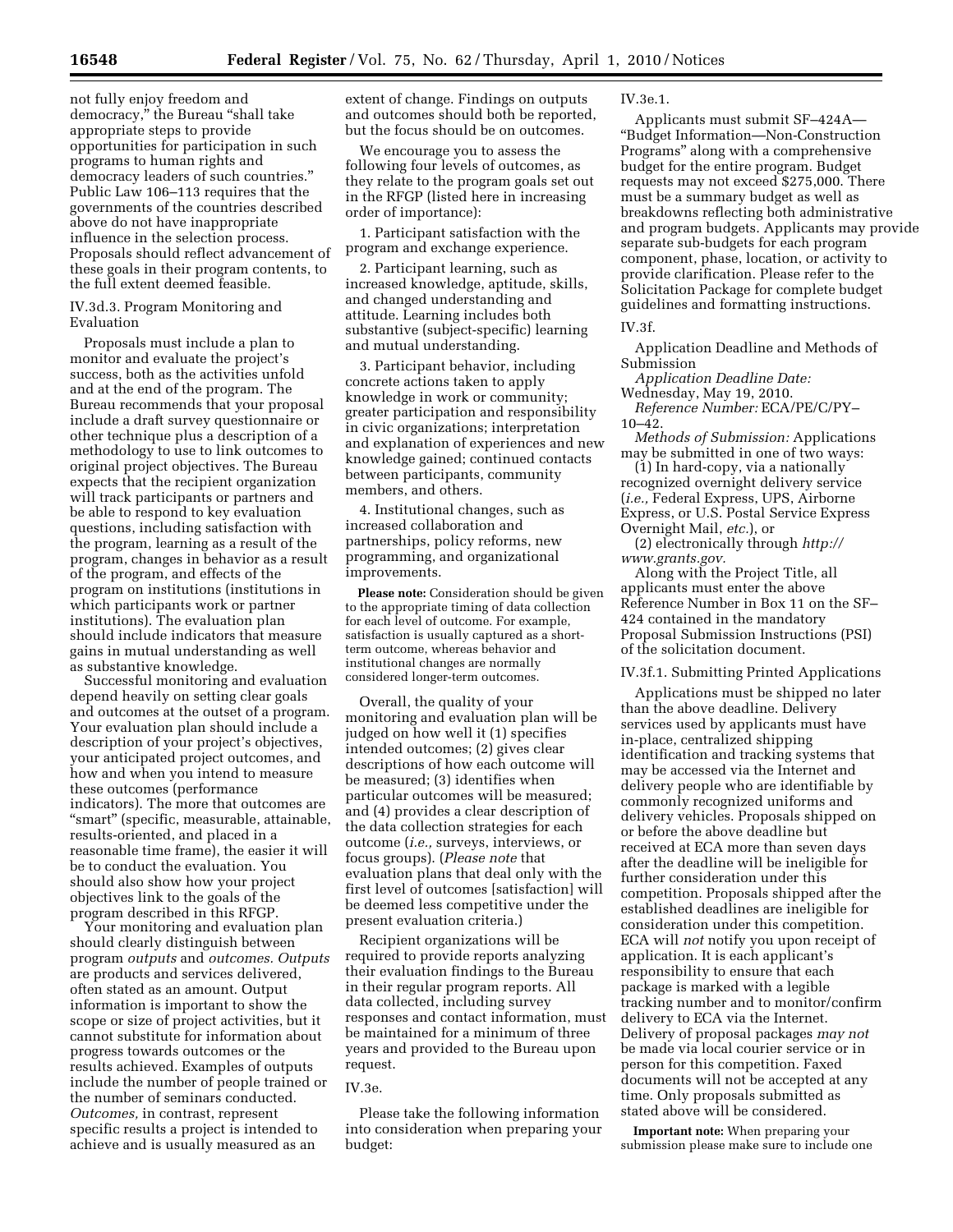not fully enjoy freedom and democracy," the Bureau "shall take appropriate steps to provide opportunities for participation in such programs to human rights and democracy leaders of such countries." Public Law 106–113 requires that the governments of the countries described above do not have inappropriate influence in the selection process. Proposals should reflect advancement of these goals in their program contents, to the full extent deemed feasible.

IV.3d.3. Program Monitoring and Evaluation

Proposals must include a plan to monitor and evaluate the project's success, both as the activities unfold and at the end of the program. The Bureau recommends that your proposal include a draft survey questionnaire or other technique plus a description of a methodology to use to link outcomes to original project objectives. The Bureau expects that the recipient organization will track participants or partners and be able to respond to key evaluation questions, including satisfaction with the program, learning as a result of the program, changes in behavior as a result of the program, and effects of the program on institutions (institutions in which participants work or partner institutions). The evaluation plan should include indicators that measure gains in mutual understanding as well as substantive knowledge.

Successful monitoring and evaluation depend heavily on setting clear goals and outcomes at the outset of a program. Your evaluation plan should include a description of your project's objectives, your anticipated project outcomes, and how and when you intend to measure these outcomes (performance indicators). The more that outcomes are "smart" (specific, measurable, attainable, results-oriented, and placed in a reasonable time frame), the easier it will be to conduct the evaluation. You should also show how your project objectives link to the goals of the program described in this RFGP.

Your monitoring and evaluation plan should clearly distinguish between program *outputs* and *outcomes. Outputs* are products and services delivered, often stated as an amount. Output information is important to show the scope or size of project activities, but it cannot substitute for information about progress towards outcomes or the results achieved. Examples of outputs include the number of people trained or the number of seminars conducted. *Outcomes,* in contrast, represent specific results a project is intended to achieve and is usually measured as an extent of change. Findings on outputs and outcomes should both be reported, but the focus should be on outcomes.

We encourage you to assess the following four levels of outcomes, as they relate to the program goals set out in the RFGP (listed here in increasing order of importance):

1. Participant satisfaction with the program and exchange experience.

2. Participant learning, such as increased knowledge, aptitude, skills, and changed understanding and attitude. Learning includes both substantive (subject-specific) learning and mutual understanding.

3. Participant behavior, including concrete actions taken to apply knowledge in work or community; greater participation and responsibility in civic organizations; interpretation and explanation of experiences and new knowledge gained; continued contacts between participants, community members, and others.

4. Institutional changes, such as increased collaboration and partnerships, policy reforms, new programming, and organizational improvements.

**Please note:** Consideration should be given to the appropriate timing of data collection for each level of outcome. For example, satisfaction is usually captured as a short-term outcome, whereas behavior and institutional changes are normally considered longer-term outcomes.

Overall, the quality of your monitoring and evaluation plan will be judged on how well it (1) specifies intended outcomes; (2) gives clear descriptions of how each outcome will be measured; (3) identifies when particular outcomes will be measured; and (4) provides a clear description of the data collection strategies for each outcome (*i.e.,* surveys, interviews, or focus groups). (*Please note* that evaluation plans that deal only with the first level of outcomes [satisfaction] will be deemed less competitive under the present evaluation criteria.)

Recipient organizations will be required to provide reports analyzing their evaluation findings to the Bureau in their regular program reports. All data collected, including survey responses and contact information, must be maintained for a minimum of three years and provided to the Bureau upon request.

IV.3e.

Please take the following information into consideration when preparing your budget:

IV.3e.1.

Applicants must submit SF–424A—"Budget Information—Non-Construction Programs" along with a comprehensive budget for the entire program. Budget requests may not exceed $275,000. There must be a summary budget as well as breakdowns reflecting both administrative and program budgets. Applicants may provide separate sub-budgets for each program component, phase, location, or activity to provide clarification. Please refer to the Solicitation Package for complete budget guidelines and formatting instructions.

IV.3f.

Application Deadline and Methods of Submission

*Application Deadline Date:* Wednesday, May 19, 2010.

*Reference Number:* ECA/PE/C/PY–10–42.

*Methods of Submission:* Applications may be submitted in one of two ways:

(1) In hard-copy, via a nationally recognized overnight delivery service (*i.e.,* Federal Express, UPS, Airborne Express, or U.S. Postal Service Express Overnight Mail, *etc.*), or

(2) electronically through *http://www.grants.gov*.

Along with the Project Title, all applicants must enter the above Reference Number in Box 11 on the SF–424 contained in the mandatory Proposal Submission Instructions (PSI) of the solicitation document.

IV.3f.1. Submitting Printed Applications

Applications must be shipped no later than the above deadline. Delivery services used by applicants must have in-place, centralized shipping identification and tracking systems that may be accessed via the Internet and delivery people who are identifiable by commonly recognized uniforms and delivery vehicles. Proposals shipped on or before the above deadline but received at ECA more than seven days after the deadline will be ineligible for further consideration under this competition. Proposals shipped after the established deadlines are ineligible for consideration under this competition. ECA will *not* notify you upon receipt of application. It is each applicant's responsibility to ensure that each package is marked with a legible tracking number and to monitor/confirm delivery to ECA via the Internet. Delivery of proposal packages *may not* be made via local courier service or in person for this competition. Faxed documents will not be accepted at any time. Only proposals submitted as stated above will be considered.

**Important note:** When preparing your submission please make sure to include one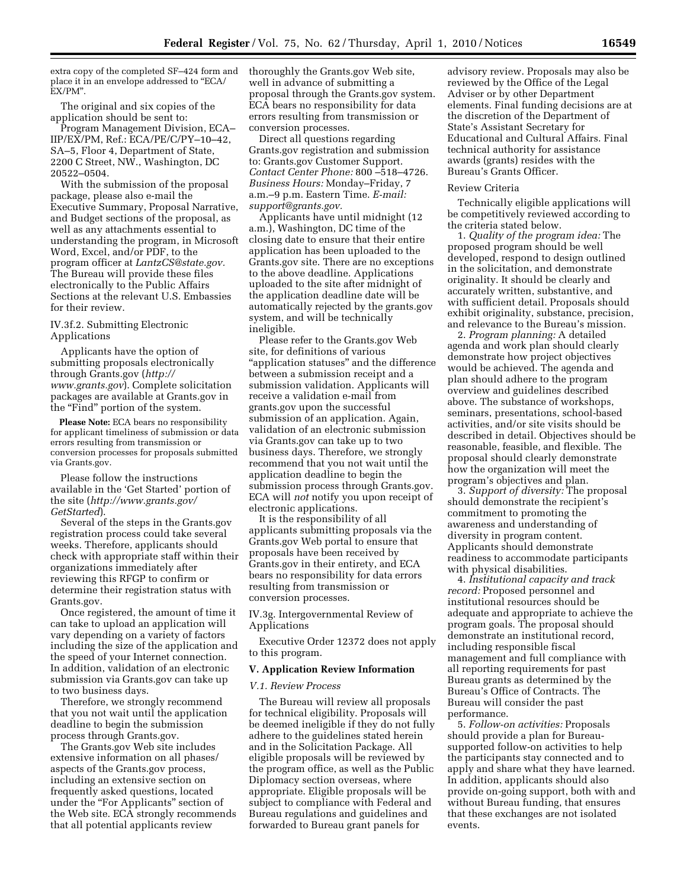extra copy of the completed SF–424 form and place it in an envelope addressed to "ECA/EX/PM".

The original and six copies of the application should be sent to:

Program Management Division, ECA–IIP/EX/PM, Ref.: ECA/PE/C/PY–10–42, SA–5, Floor 4, Department of State, 2200 C Street, NW., Washington, DC 20522–0504.

With the submission of the proposal package, please also e-mail the Executive Summary, Proposal Narrative, and Budget sections of the proposal, as well as any attachments essential to understanding the program, in Microsoft Word, Excel, and/or PDF, to the program officer at *LantzCS@state.gov.* The Bureau will provide these files electronically to the Public Affairs Sections at the relevant U.S. Embassies for their review.

IV.3f.2. Submitting Electronic Applications

Applicants have the option of submitting proposals electronically through Grants.gov (*http://www.grants.gov*). Complete solicitation packages are available at Grants.gov in the "Find" portion of the system.

**Please Note:** ECA bears no responsibility for applicant timeliness of submission or data errors resulting from transmission or conversion processes for proposals submitted via Grants.gov.

Please follow the instructions available in the 'Get Started' portion of the site (*http://www.grants.gov/GetStarted*).

Several of the steps in the Grants.gov registration process could take several weeks. Therefore, applicants should check with appropriate staff within their organizations immediately after reviewing this RFGP to confirm or determine their registration status with Grants.gov.

Once registered, the amount of time it can take to upload an application will vary depending on a variety of factors including the size of the application and the speed of your Internet connection. In addition, validation of an electronic submission via Grants.gov can take up to two business days.

Therefore, we strongly recommend that you not wait until the application deadline to begin the submission process through Grants.gov.

The Grants.gov Web site includes extensive information on all phases/aspects of the Grants.gov process, including an extensive section on frequently asked questions, located under the "For Applicants" section of the Web site. ECA strongly recommends that all potential applicants review thoroughly the Grants.gov Web site, well in advance of submitting a proposal through the Grants.gov system. ECA bears no responsibility for data errors resulting from transmission or conversion processes.

Direct all questions regarding Grants.gov registration and submission to: Grants.gov Customer Support. *Contact Center Phone:* 800 –518–4726. *Business Hours:* Monday–Friday, 7 a.m.–9 p.m. Eastern Time. *E-mail: support@grants.gov.*

Applicants have until midnight (12 a.m.), Washington, DC time of the closing date to ensure that their entire application has been uploaded to the Grants.gov site. There are no exceptions to the above deadline. Applications uploaded to the site after midnight of the application deadline date will be automatically rejected by the grants.gov system, and will be technically ineligible.

Please refer to the Grants.gov Web site, for definitions of various "application statuses" and the difference between a submission receipt and a submission validation. Applicants will receive a validation e-mail from grants.gov upon the successful submission of an application. Again, validation of an electronic submission via Grants.gov can take up to two business days. Therefore, we strongly recommend that you not wait until the application deadline to begin the submission process through Grants.gov. ECA will *not* notify you upon receipt of electronic applications.

It is the responsibility of all applicants submitting proposals via the Grants.gov Web portal to ensure that proposals have been received by Grants.gov in their entirety, and ECA bears no responsibility for data errors resulting from transmission or conversion processes.

IV.3g. Intergovernmental Review of Applications

Executive Order 12372 does not apply to this program.

## V. Application Review Information

*V.1. Review Process*

The Bureau will review all proposals for technical eligibility. Proposals will be deemed ineligible if they do not fully adhere to the guidelines stated herein and in the Solicitation Package. All eligible proposals will be reviewed by the program office, as well as the Public Diplomacy section overseas, where appropriate. Eligible proposals will be subject to compliance with Federal and Bureau regulations and guidelines and forwarded to Bureau grant panels for advisory review. Proposals may also be reviewed by the Office of the Legal Adviser or by other Department elements. Final funding decisions are at the discretion of the Department of State's Assistant Secretary for Educational and Cultural Affairs. Final technical authority for assistance awards (grants) resides with the Bureau's Grants Officer.

Review Criteria

Technically eligible applications will be competitively reviewed according to the criteria stated below.

1. *Quality of the program idea:* The proposed program should be well developed, respond to design outlined in the solicitation, and demonstrate originality. It should be clearly and accurately written, substantive, and with sufficient detail. Proposals should exhibit originality, substance, precision, and relevance to the Bureau's mission.

2. *Program planning:* A detailed agenda and work plan should clearly demonstrate how project objectives would be achieved. The agenda and plan should adhere to the program overview and guidelines described above. The substance of workshops, seminars, presentations, school-based activities, and/or site visits should be described in detail. Objectives should be reasonable, feasible, and flexible. The proposal should clearly demonstrate how the organization will meet the program's objectives and plan.

3. *Support of diversity:* The proposal should demonstrate the recipient's commitment to promoting the awareness and understanding of diversity in program content. Applicants should demonstrate readiness to accommodate participants with physical disabilities.

4. *Institutional capacity and track record:* Proposed personnel and institutional resources should be adequate and appropriate to achieve the program goals. The proposal should demonstrate an institutional record, including responsible fiscal management and full compliance with all reporting requirements for past Bureau grants as determined by the Bureau's Office of Contracts. The Bureau will consider the past performance.

5. *Follow-on activities:* Proposals should provide a plan for Bureau-supported follow-on activities to help the participants stay connected and to apply and share what they have learned. In addition, applicants should also provide on-going support, both with and without Bureau funding, that ensures that these exchanges are not isolated events.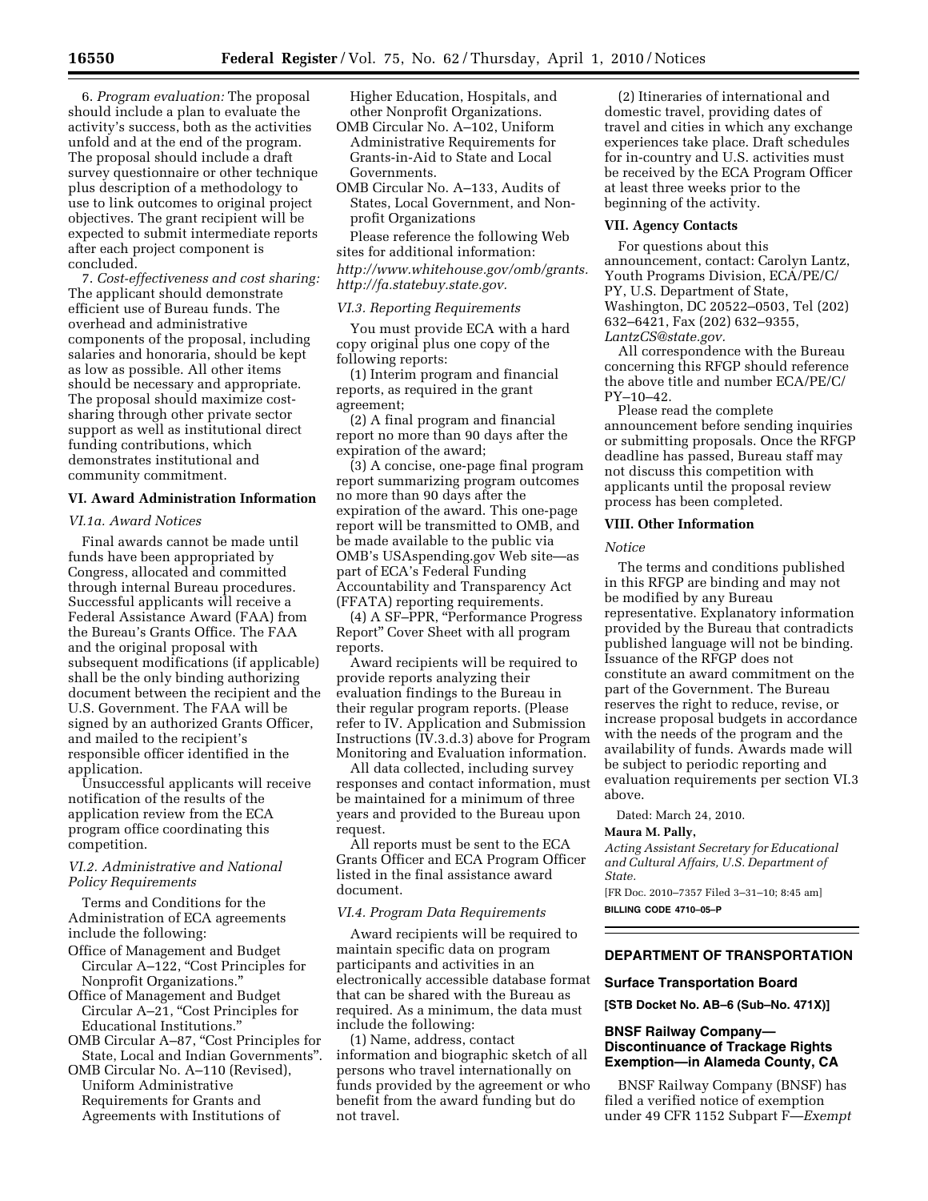6. *Program evaluation:* The proposal should include a plan to evaluate the activity's success, both as the activities unfold and at the end of the program. The proposal should include a draft survey questionnaire or other technique plus description of a methodology to use to link outcomes to original project objectives. The grant recipient will be expected to submit intermediate reports after each project component is concluded.

7. *Cost-effectiveness and cost sharing:* The applicant should demonstrate efficient use of Bureau funds. The overhead and administrative components of the proposal, including salaries and honoraria, should be kept as low as possible. All other items should be necessary and appropriate. The proposal should maximize cost-sharing through other private sector support as well as institutional direct funding contributions, which demonstrates institutional and community commitment.

## VI. Award Administration Information

### *VI.1a. Award Notices*

Final awards cannot be made until funds have been appropriated by Congress, allocated and committed through internal Bureau procedures. Successful applicants will receive a Federal Assistance Award (FAA) from the Bureau's Grants Office. The FAA and the original proposal with subsequent modifications (if applicable) shall be the only binding authorizing document between the recipient and the U.S. Government. The FAA will be signed by an authorized Grants Officer, and mailed to the recipient's responsible officer identified in the application.

Unsuccessful applicants will receive notification of the results of the application review from the ECA program office coordinating this competition.

### *VI.2. Administrative and National Policy Requirements*

Terms and Conditions for the Administration of ECA agreements include the following:

Office of Management and Budget Circular A–122, "Cost Principles for Nonprofit Organizations."

Office of Management and Budget Circular A–21, "Cost Principles for Educational Institutions."

OMB Circular A–87, "Cost Principles for State, Local and Indian Governments".

OMB Circular No. A–110 (Revised), Uniform Administrative Requirements for Grants and Agreements with Institutions of Higher Education, Hospitals, and other Nonprofit Organizations.

OMB Circular No. A–102, Uniform Administrative Requirements for Grants-in-Aid to State and Local Governments.

OMB Circular No. A–133, Audits of States, Local Government, and Non-profit Organizations

Please reference the following Web sites for additional information:

*http://www.whitehouse.gov/omb/grants. http://fa.statebuy.state.gov.*

### *VI.3. Reporting Requirements*

You must provide ECA with a hard copy original plus one copy of the following reports:

(1) Interim program and financial reports, as required in the grant agreement;

(2) A final program and financial report no more than 90 days after the expiration of the award;

(3) A concise, one-page final program report summarizing program outcomes no more than 90 days after the expiration of the award. This one-page report will be transmitted to OMB, and be made available to the public via OMB's USAspending.gov Web site—as part of ECA's Federal Funding Accountability and Transparency Act (FFATA) reporting requirements.

(4) A SF–PPR, "Performance Progress Report" Cover Sheet with all program reports.

Award recipients will be required to provide reports analyzing their evaluation findings to the Bureau in their regular program reports. (Please refer to IV. Application and Submission Instructions (IV.3.d.3) above for Program Monitoring and Evaluation information.

All data collected, including survey responses and contact information, must be maintained for a minimum of three years and provided to the Bureau upon request.

All reports must be sent to the ECA Grants Officer and ECA Program Officer listed in the final assistance award document.

### *VI.4. Program Data Requirements*

Award recipients will be required to maintain specific data on program participants and activities in an electronically accessible database format that can be shared with the Bureau as required. As a minimum, the data must include the following:

(1) Name, address, contact information and biographic sketch of all persons who travel internationally on funds provided by the agreement or who benefit from the award funding but do not travel.

(2) Itineraries of international and domestic travel, providing dates of travel and cities in which any exchange experiences take place. Draft schedules for in-country and U.S. activities must be received by the ECA Program Officer at least three weeks prior to the beginning of the activity.

## VII. Agency Contacts

For questions about this announcement, contact: Carolyn Lantz, Youth Programs Division, ECA/PE/C/PY, U.S. Department of State, Washington, DC 20522–0503, Tel (202) 632–6421, Fax (202) 632–9355, *LantzCS@state.gov.*

All correspondence with the Bureau concerning this RFGP should reference the above title and number ECA/PE/C/PY–10–42.

Please read the complete announcement before sending inquiries or submitting proposals. Once the RFGP deadline has passed, Bureau staff may not discuss this competition with applicants until the proposal review process has been completed.

## VIII. Other Information

### *Notice*

The terms and conditions published in this RFGP are binding and may not be modified by any Bureau representative. Explanatory information provided by the Bureau that contradicts published language will not be binding. Issuance of the RFGP does not constitute an award commitment on the part of the Government. The Bureau reserves the right to reduce, revise, or increase proposal budgets in accordance with the needs of the program and the availability of funds. Awards made will be subject to periodic reporting and evaluation requirements per section VI.3 above.

Dated: March 24, 2010.

**Maura M. Pally,**

*Acting Assistant Secretary for Educational and Cultural Affairs, U.S. Department of State.*

[FR Doc. 2010–7357 Filed 3–31–10; 8:45 am]

**BILLING CODE 4710–05–P**

## DEPARTMENT OF TRANSPORTATION

### Surface Transportation Board

**[STB Docket No. AB–6 (Sub–No. 471X)]**

### BNSF Railway Company—Discontinuance of Trackage Rights Exemption—in Alameda County, CA

BNSF Railway Company (BNSF) has filed a verified notice of exemption under 49 CFR 1152 Subpart F—*Exempt*